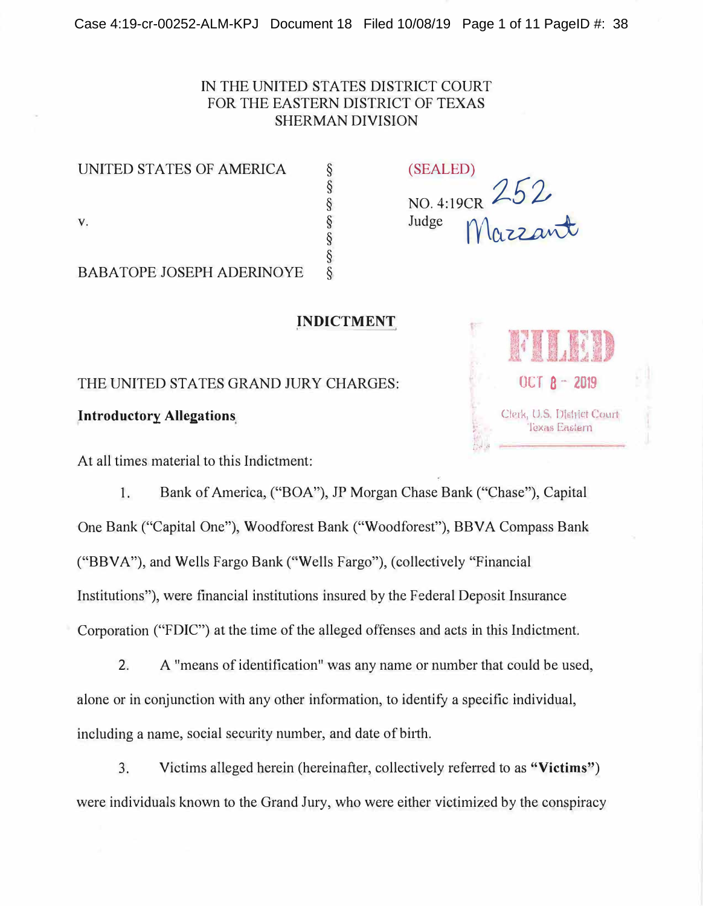IN THE UNITED STATES DISTRICT COURT
FOR THE EASTERN DISTRICT OF TEXAS
SHERMAN DIVISION

| | | |
|---|---|---|
| UNITED STATES OF AMERICA | § | (SEALED) |
| | § | |
| | § | NO. 4:19CR 252 |
| v. | § | Judge Mazzant |
| | § | |
| | § | |
| BABATOPE JOSEPH ADERINOYE | § | |

FILED
OCT 8 - 2019
Clerk, U.S. District Court
Texas Eastern

## INDICTMENT

THE UNITED STATES GRAND JURY CHARGES:

**Introductory Allegations**

At all times material to this Indictment:

1. Bank of America, ("BOA"), JP Morgan Chase Bank ("Chase"), Capital One Bank ("Capital One"), Woodforest Bank ("Woodforest"), BBVA Compass Bank ("BBVA"), and Wells Fargo Bank ("Wells Fargo"), (collectively "Financial Institutions"), were financial institutions insured by the Federal Deposit Insurance Corporation ("FDIC") at the time of the alleged offenses and acts in this Indictment.

2. A "means of identification" was any name or number that could be used, alone or in conjunction with any other information, to identify a specific individual, including a name, social security number, and date of birth.

3. Victims alleged herein (hereinafter, collectively referred to as **"Victims"**) were individuals known to the Grand Jury, who were either victimized by the conspiracy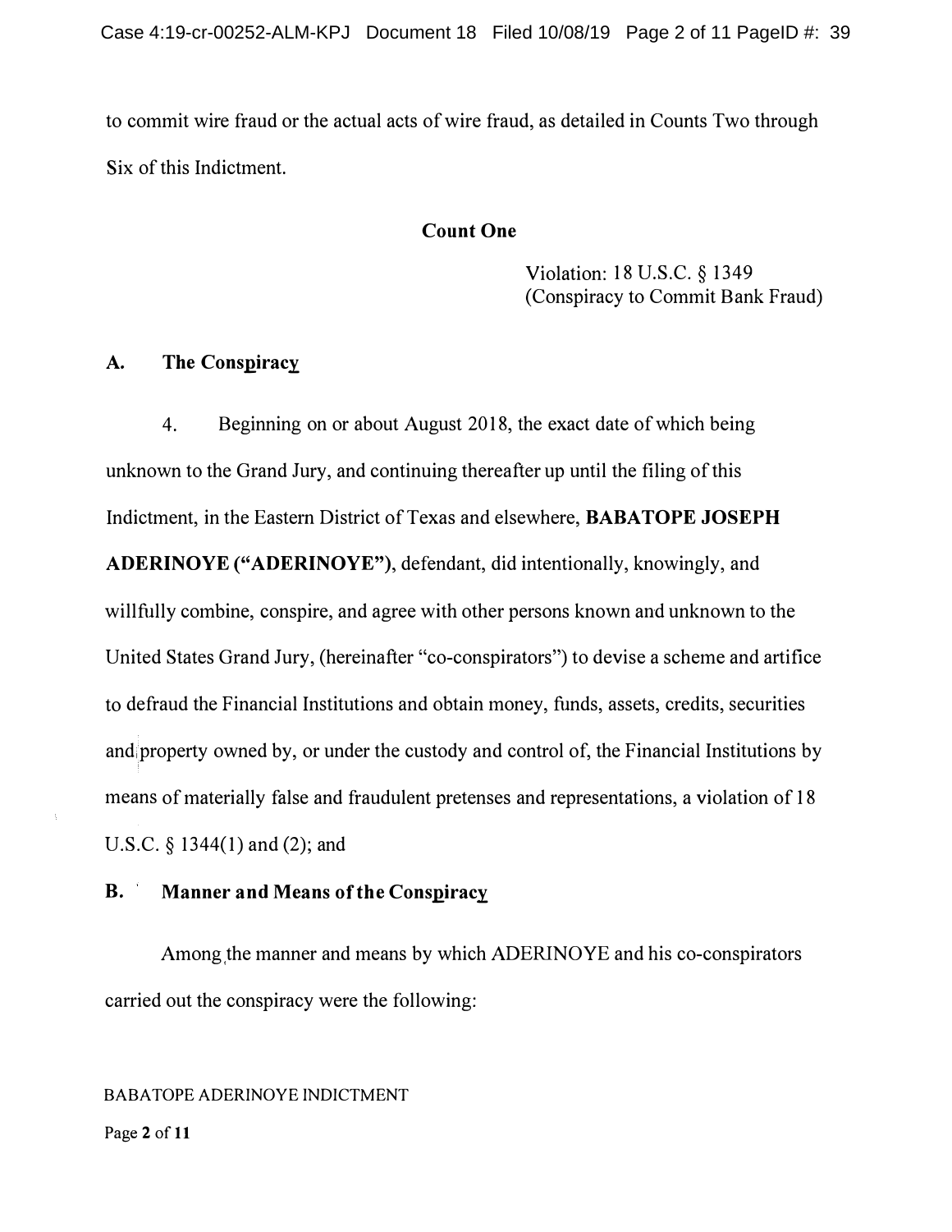to commit wire fraud or the actual acts of wire fraud, as detailed in Counts Two through Six of this Indictment.

## Count One

Violation: 18 U.S.C. § 1349
(Conspiracy to Commit Bank Fraud)

### A. The Conspiracy

4. Beginning on or about August 2018, the exact date of which being unknown to the Grand Jury, and continuing thereafter up until the filing of this Indictment, in the Eastern District of Texas and elsewhere, **BABATOPE JOSEPH ADERINOYE ("ADERINOYE")**, defendant, did intentionally, knowingly, and willfully combine, conspire, and agree with other persons known and unknown to the United States Grand Jury, (hereinafter "co-conspirators") to devise a scheme and artifice to defraud the Financial Institutions and obtain money, funds, assets, credits, securities and property owned by, or under the custody and control of, the Financial Institutions by means of materially false and fraudulent pretenses and representations, a violation of 18 U.S.C. § 1344(1) and (2); and

### B. Manner and Means of the Conspiracy

Among the manner and means by which ADERINOYE and his co-conspirators carried out the conspiracy were the following:

BABATOPE ADERINOYE INDICTMENT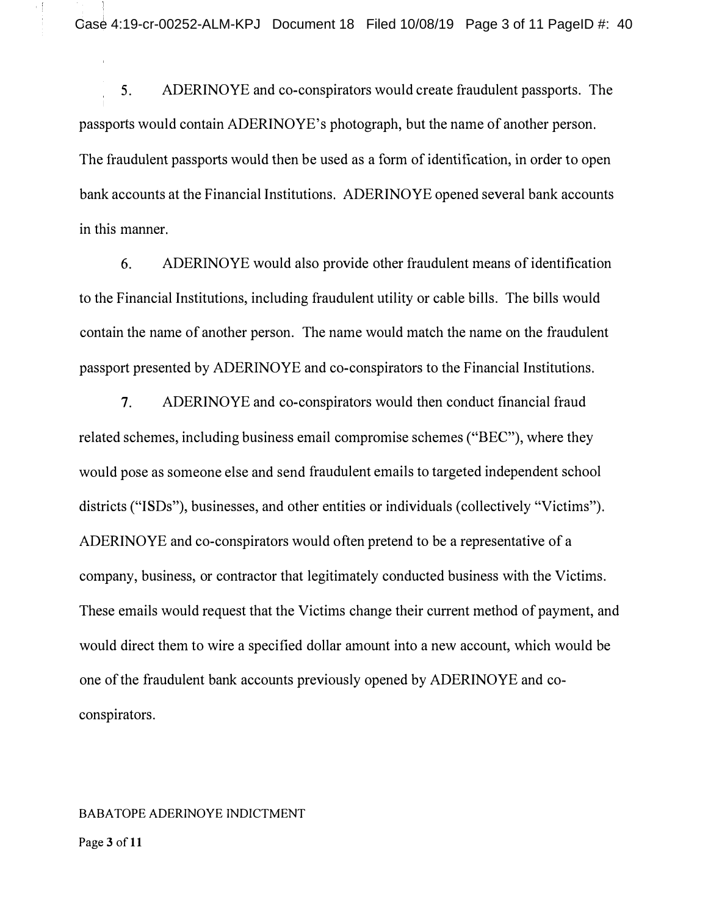5. ADERINOYE and co-conspirators would create fraudulent passports. The passports would contain ADERINOYE's photograph, but the name of another person. The fraudulent passports would then be used as a form of identification, in order to open bank accounts at the Financial Institutions. ADERINOYE opened several bank accounts in this manner.

6. ADERINOYE would also provide other fraudulent means of identification to the Financial Institutions, including fraudulent utility or cable bills. The bills would contain the name of another person. The name would match the name on the fraudulent passport presented by ADERINOYE and co-conspirators to the Financial Institutions.

7. ADERINOYE and co-conspirators would then conduct financial fraud related schemes, including business email compromise schemes ("BEC"), where they would pose as someone else and send fraudulent emails to targeted independent school districts ("ISDs"), businesses, and other entities or individuals (collectively "Victims"). ADERINOYE and co-conspirators would often pretend to be a representative of a company, business, or contractor that legitimately conducted business with the Victims. These emails would request that the Victims change their current method of payment, and would direct them to wire a specified dollar amount into a new account, which would be one of the fraudulent bank accounts previously opened by ADERINOYE and co-conspirators.

BABATOPE ADERINOYE INDICTMENT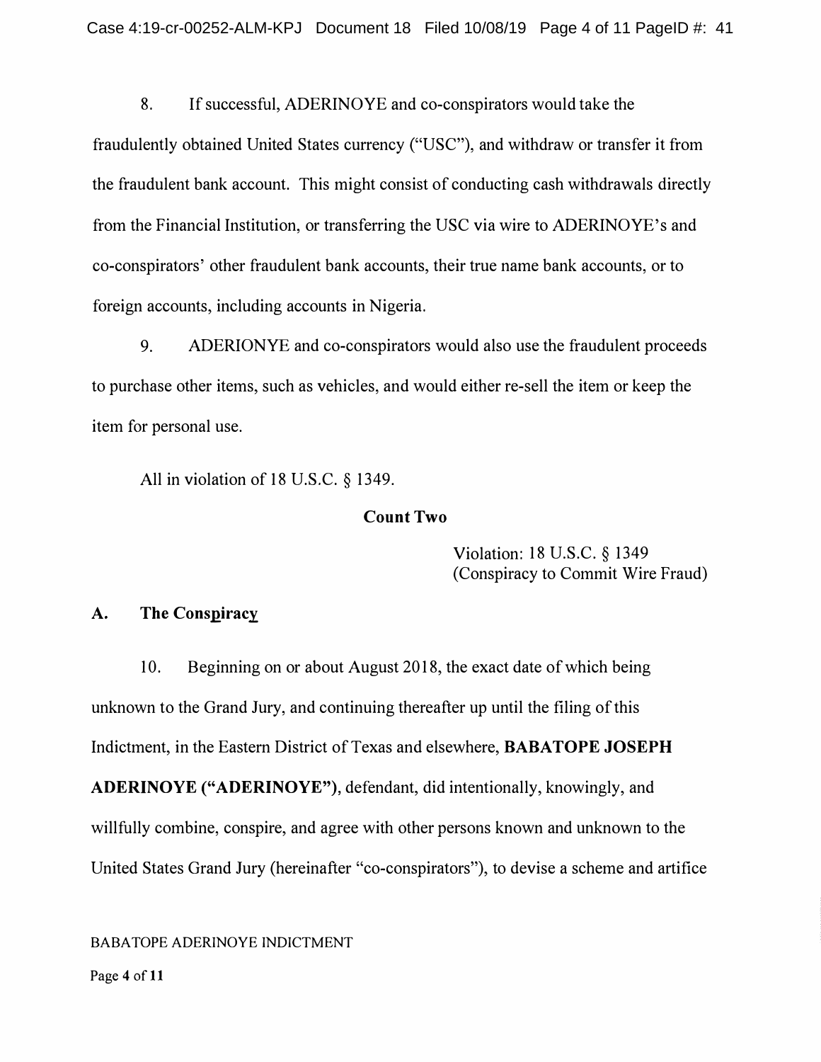8. If successful, ADERINOYE and co-conspirators would take the fraudulently obtained United States currency ("USC"), and withdraw or transfer it from the fraudulent bank account. This might consist of conducting cash withdrawals directly from the Financial Institution, or transferring the USC via wire to ADERINOYE's and co-conspirators' other fraudulent bank accounts, their true name bank accounts, or to foreign accounts, including accounts in Nigeria.

9. ADERIONYE and co-conspirators would also use the fraudulent proceeds to purchase other items, such as vehicles, and would either re-sell the item or keep the item for personal use.

All in violation of 18 U.S.C. § 1349.

**Count Two**

Violation: 18 U.S.C. § 1349
(Conspiracy to Commit Wire Fraud)

**A. The Conspiracy**

10. Beginning on or about August 2018, the exact date of which being unknown to the Grand Jury, and continuing thereafter up until the filing of this Indictment, in the Eastern District of Texas and elsewhere, **BABATOPE JOSEPH ADERINOYE ("ADERINOYE")**, defendant, did intentionally, knowingly, and willfully combine, conspire, and agree with other persons known and unknown to the United States Grand Jury (hereinafter "co-conspirators"), to devise a scheme and artifice

BABATOPE ADERINOYE INDICTMENT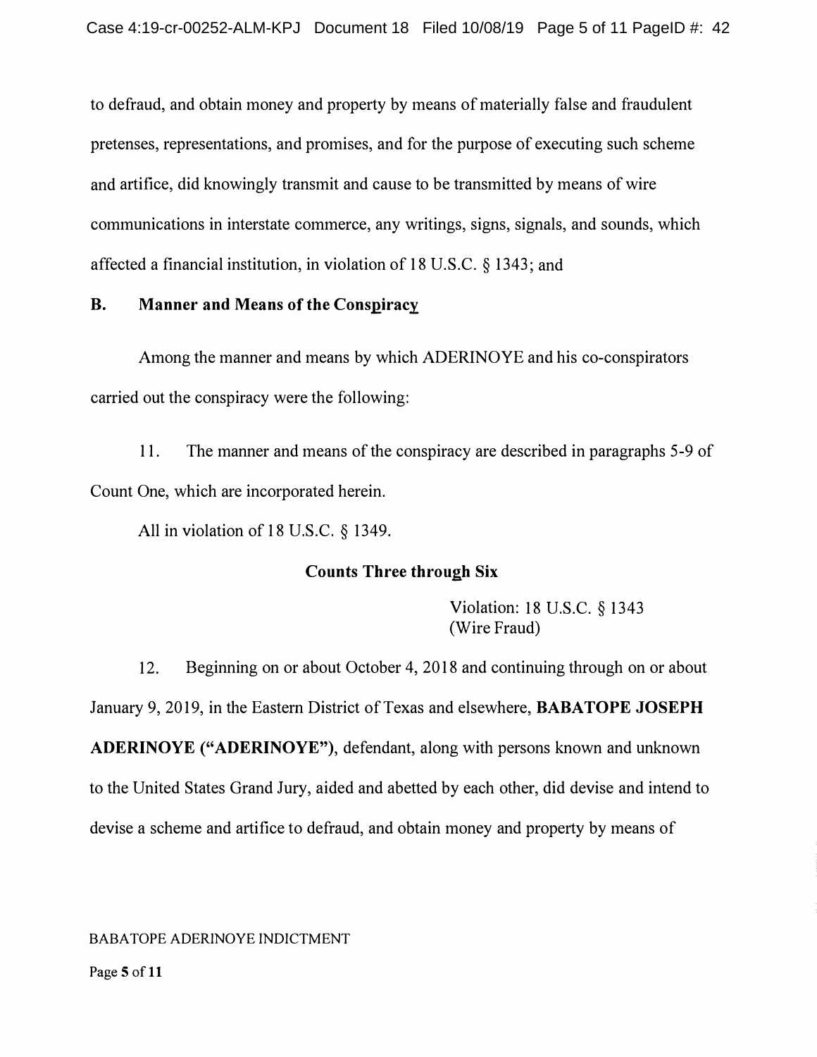to defraud, and obtain money and property by means of materially false and fraudulent pretenses, representations, and promises, and for the purpose of executing such scheme and artifice, did knowingly transmit and cause to be transmitted by means of wire communications in interstate commerce, any writings, signs, signals, and sounds, which affected a financial institution, in violation of 18 U.S.C. § 1343; and

### B. Manner and Means of the Conspiracy

Among the manner and means by which ADERINOYE and his co-conspirators carried out the conspiracy were the following:

11. The manner and means of the conspiracy are described in paragraphs 5-9 of Count One, which are incorporated herein.

All in violation of 18 U.S.C. § 1349.

## Counts Three through Six

Violation: 18 U.S.C. § 1343
(Wire Fraud)

12. Beginning on or about October 4, 2018 and continuing through on or about January 9, 2019, in the Eastern District of Texas and elsewhere, **BABATOPE JOSEPH ADERINOYE ("ADERINOYE")**, defendant, along with persons known and unknown to the United States Grand Jury, aided and abetted by each other, did devise and intend to devise a scheme and artifice to defraud, and obtain money and property by means of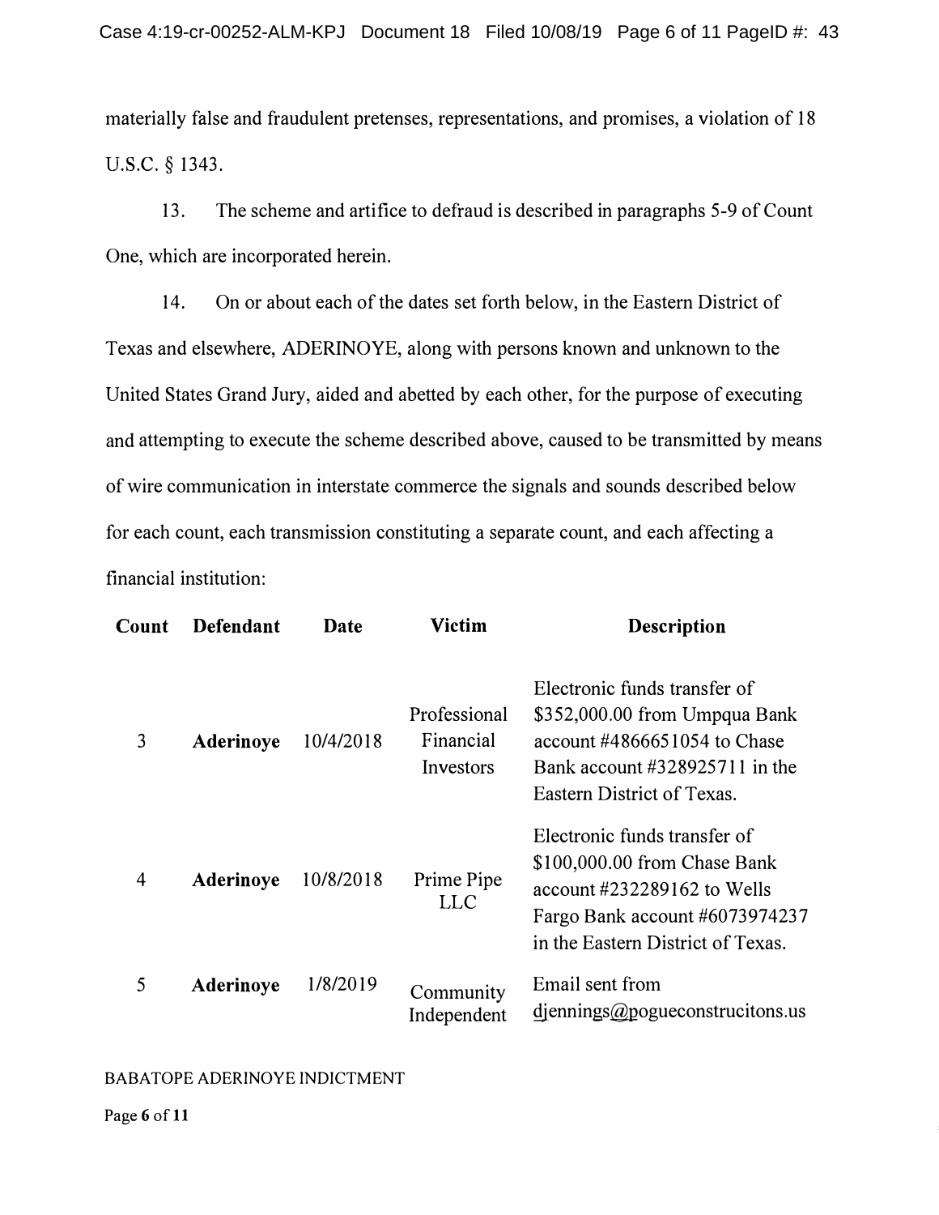materially false and fraudulent pretenses, representations, and promises, a violation of 18 U.S.C. § 1343.

13. The scheme and artifice to defraud is described in paragraphs 5-9 of Count One, which are incorporated herein.

14. On or about each of the dates set forth below, in the Eastern District of Texas and elsewhere, ADERINOYE, along with persons known and unknown to the United States Grand Jury, aided and abetted by each other, for the purpose of executing and attempting to execute the scheme described above, caused to be transmitted by means of wire communication in interstate commerce the signals and sounds described below for each count, each transmission constituting a separate count, and each affecting a financial institution:

| Count | Defendant | Date | Victim | Description |
|---|---|---|---|---|
| 3 | **Aderinoye** | 10/4/2018 | Professional Financial Investors | Electronic funds transfer of $352,000.00 from Umpqua Bank account #4866651054 to Chase Bank account #328925711 in the Eastern District of Texas. |
| 4 | **Aderinoye** | 10/8/2018 | Prime Pipe LLC | Electronic funds transfer of $100,000.00 from Chase Bank account #232289162 to Wells Fargo Bank account #6073974237 in the Eastern District of Texas. |
| 5 | **Aderinoye** | 1/8/2019 | Community Independent | Email sent from djennings@pogueconstrucitons.us |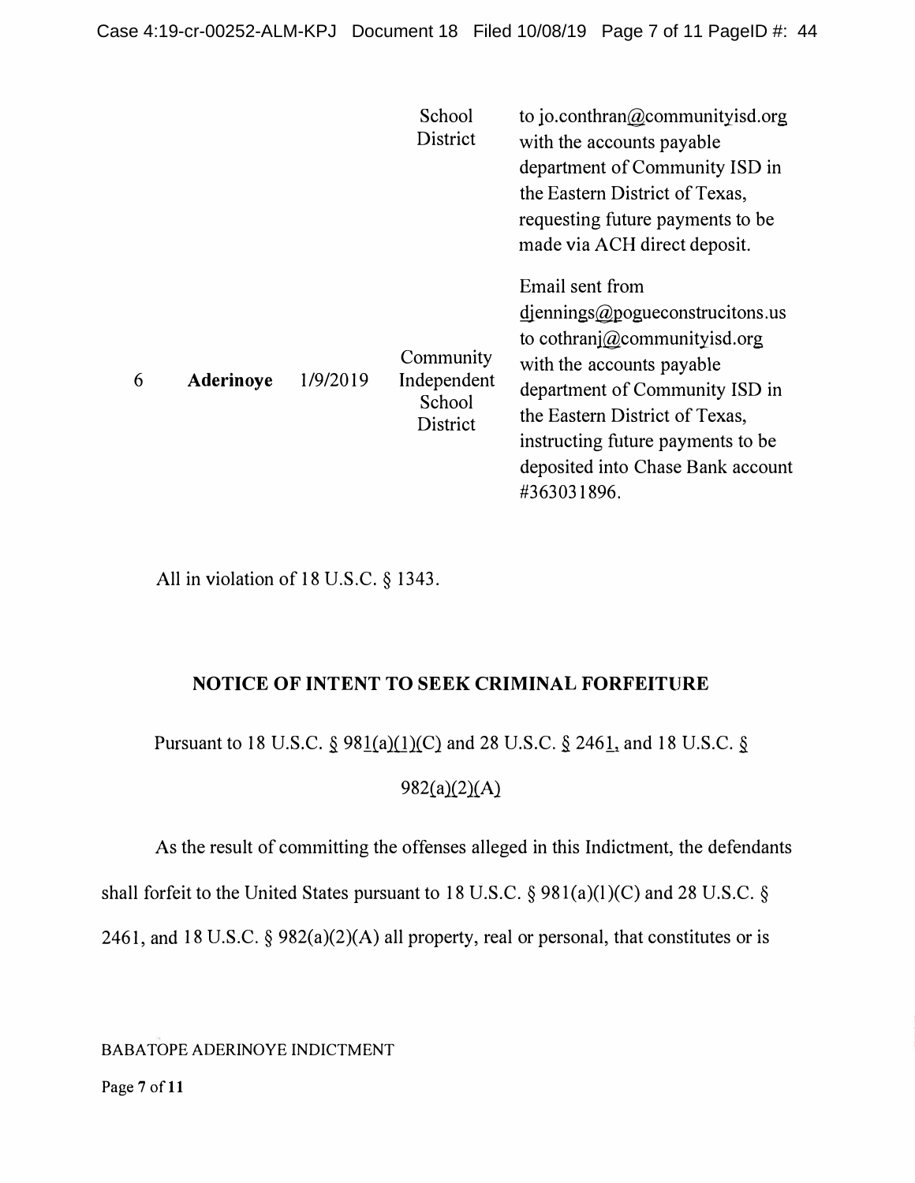| | | | | |
|---|---|---|---|---|
| | | | School District | to jo.conthran@communityisd.org with the accounts payable department of Community ISD in the Eastern District of Texas, requesting future payments to be made via ACH direct deposit. |
| 6 | **Aderinoye** | 1/9/2019 | Community Independent School District | Email sent from djennings@pogueconstrucitons.us to cothranj@communityisd.org with the accounts payable department of Community ISD in the Eastern District of Texas, instructing future payments to be deposited into Chase Bank account #363031896. |

All in violation of 18 U.S.C. § 1343.

**NOTICE OF INTENT TO SEEK CRIMINAL FORFEITURE**

Pursuant to 18 U.S.C. § 981(a)(1)(C) and 28 U.S.C. § 2461, and 18 U.S.C. § 982(a)(2)(A)

As the result of committing the offenses alleged in this Indictment, the defendants shall forfeit to the United States pursuant to 18 U.S.C. § 981(a)(1)(C) and 28 U.S.C. § 2461, and 18 U.S.C. § 982(a)(2)(A) all property, real or personal, that constitutes or is

BABATOPE ADERINOYE INDICTMENT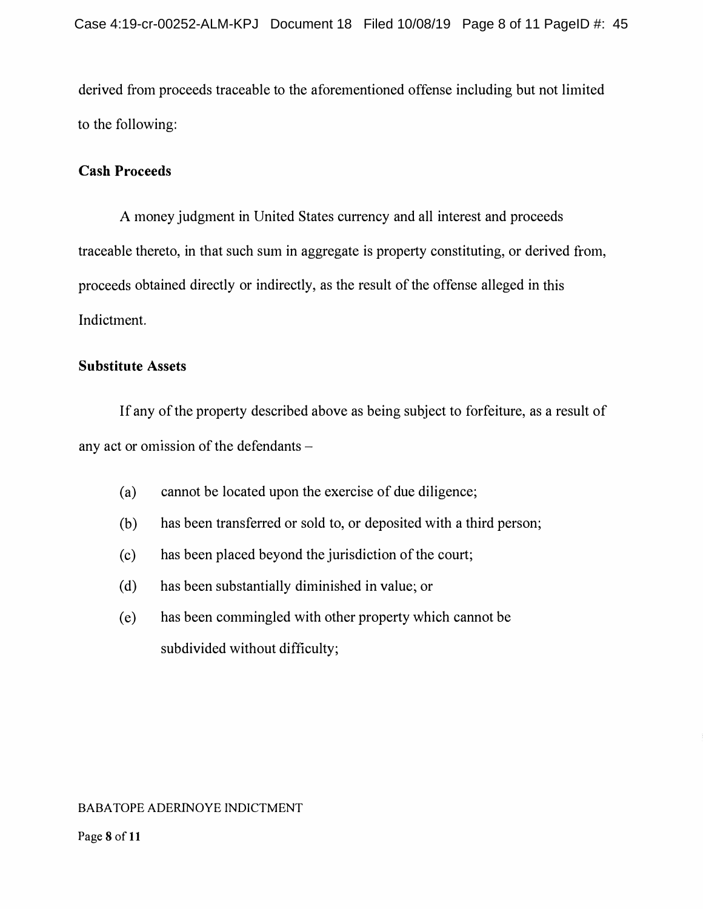derived from proceeds traceable to the aforementioned offense including but not limited to the following:

**Cash Proceeds**

A money judgment in United States currency and all interest and proceeds traceable thereto, in that such sum in aggregate is property constituting, or derived from, proceeds obtained directly or indirectly, as the result of the offense alleged in this Indictment.

**Substitute Assets**

If any of the property described above as being subject to forfeiture, as a result of any act or omission of the defendants –

(a) cannot be located upon the exercise of due diligence;

(b) has been transferred or sold to, or deposited with a third person;

(c) has been placed beyond the jurisdiction of the court;

(d) has been substantially diminished in value; or

(e) has been commingled with other property which cannot be subdivided without difficulty;

BABATOPE ADERINOYE INDICTMENT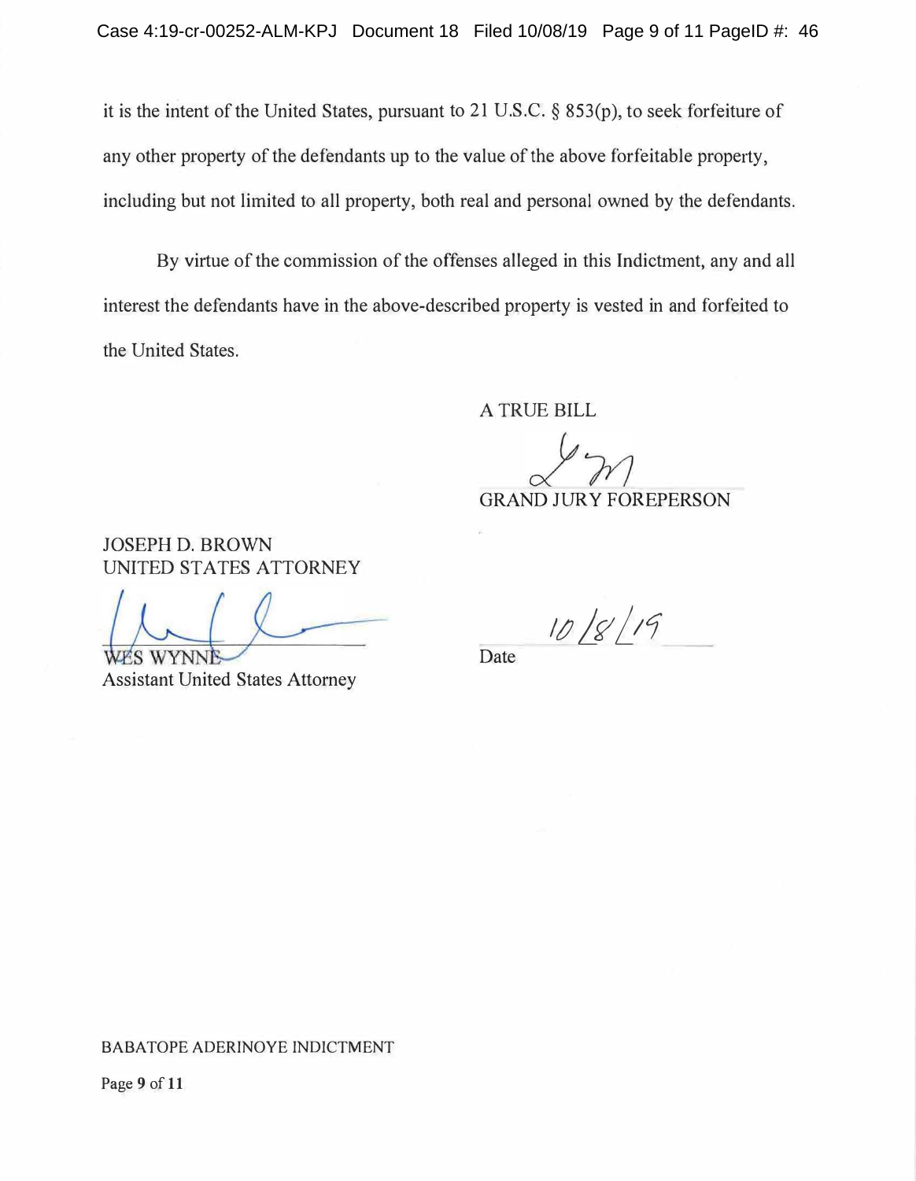it is the intent of the United States, pursuant to 21 U.S.C. § 853(p), to seek forfeiture of any other property of the defendants up to the value of the above forfeitable property, including but not limited to all property, both real and personal owned by the defendants.

By virtue of the commission of the offenses alleged in this Indictment, any and all interest the defendants have in the above-described property is vested in and forfeited to the United States.

A TRUE BILL

GRAND JURY FOREPERSON

JOSEPH D. BROWN
UNITED STATES ATTORNEY

WES WYNNE
Assistant United States Attorney

10/8/19
Date

BABATOPE ADERINOYE INDICTMENT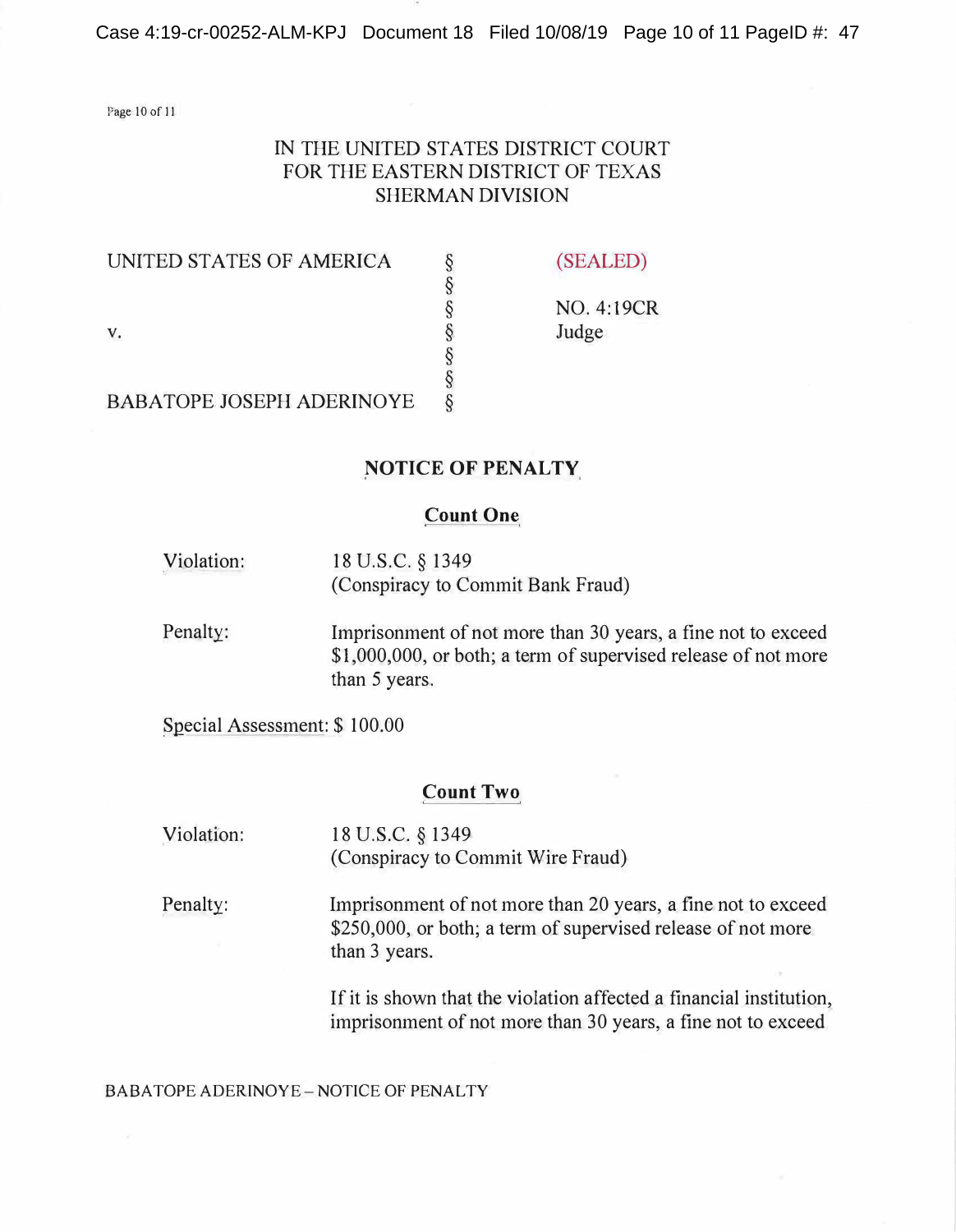IN THE UNITED STATES DISTRICT COURT
FOR THE EASTERN DISTRICT OF TEXAS
SHERMAN DIVISION

| | | |
|---|---|---|
| UNITED STATES OF AMERICA | § | (SEALED) |
| | § | |
| | § | NO. 4:19CR |
| v. | § | Judge |
| | § | |
| | § | |
| BABATOPE JOSEPH ADERINOYE | § | |

## NOTICE OF PENALTY

### Count One

Violation: 18 U.S.C. § 1349
(Conspiracy to Commit Bank Fraud)

Penalty: Imprisonment of not more than 30 years, a fine not to exceed $1,000,000, or both; a term of supervised release of not more than 5 years.

Special Assessment: $ 100.00

### Count Two

Violation: 18 U.S.C. § 1349
(Conspiracy to Commit Wire Fraud)

Penalty: Imprisonment of not more than 20 years, a fine not to exceed $250,000, or both; a term of supervised release of not more than 3 years.

If it is shown that the violation affected a financial institution, imprisonment of not more than 30 years, a fine not to exceed

BABATOPE ADERINOYE – NOTICE OF PENALTY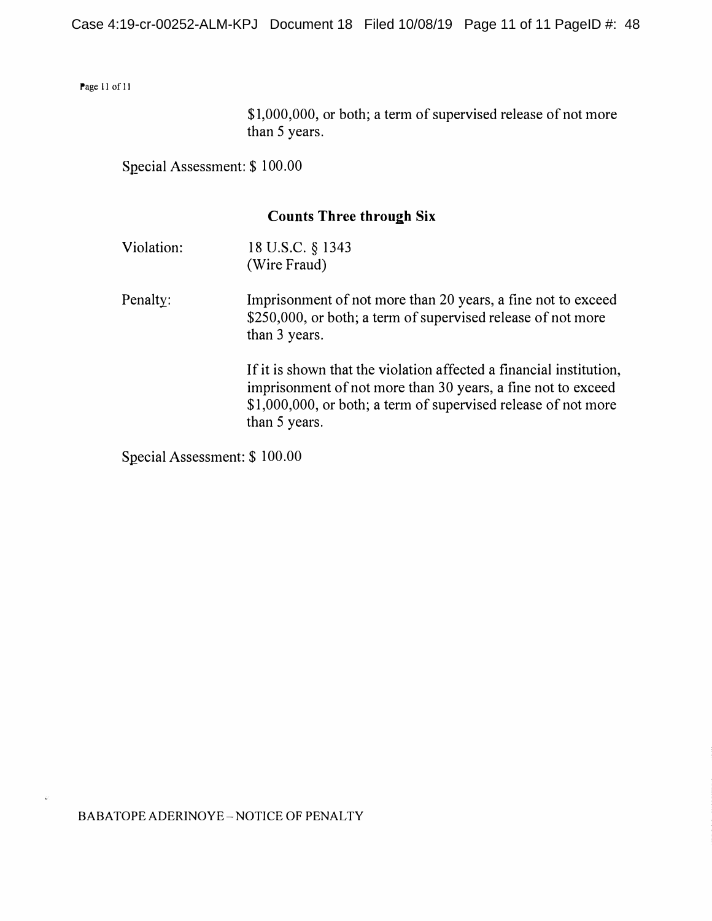$1,000,000, or both; a term of supervised release of not more than 5 years.

Special Assessment: $ 100.00

**Counts Three through Six**

Violation: 18 U.S.C. § 1343 (Wire Fraud)

Penalty: Imprisonment of not more than 20 years, a fine not to exceed $250,000, or both; a term of supervised release of not more than 3 years.

If it is shown that the violation affected a financial institution, imprisonment of not more than 30 years, a fine not to exceed $1,000,000, or both; a term of supervised release of not more than 5 years.

Special Assessment: $ 100.00

BABATOPE ADERINOYE – NOTICE OF PENALTY